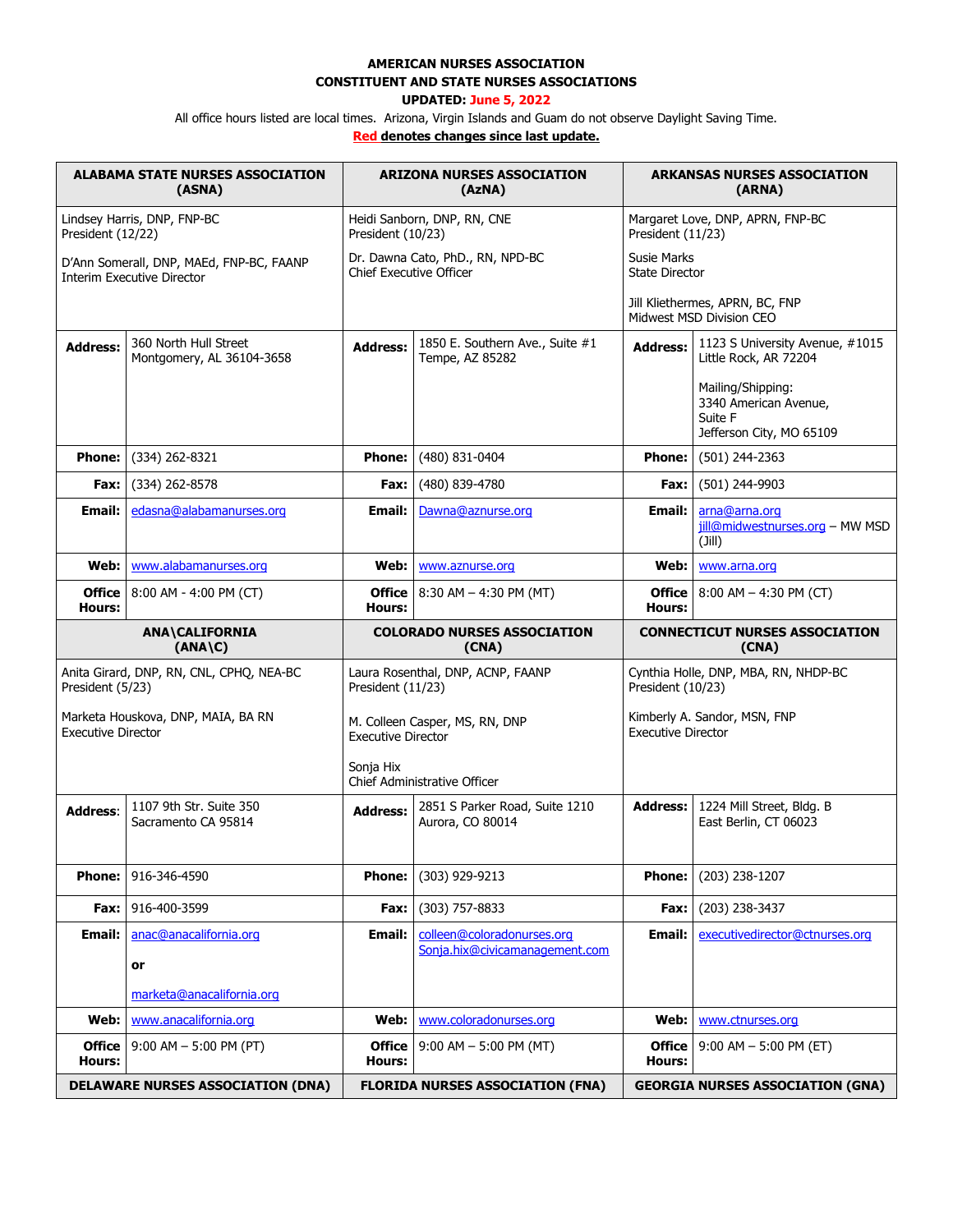**AMERICAN NURSES ASSOCIATION**
**CONSTITUENT AND STATE NURSES ASSOCIATIONS**
**UPDATED: June 5, 2022**

All office hours listed are local times. Arizona, Virgin Islands and Guam do not observe Daylight Saving Time.

**Red denotes changes since last update.**

| **ALABAMA STATE NURSES ASSOCIATION (ASNA)** | | **ARIZONA NURSES ASSOCIATION (AzNA)** | | **ARKANSAS NURSES ASSOCIATION (ARNA)** | |
|---|---|---|---|---|---|
| Lindsey Harris, DNP, FNP-BC<br>President (12/22)<br><br>D'Ann Somerall, DNP, MAEd, FNP-BC, FAANP<br>Interim Executive Director | | Heidi Sanborn, DNP, RN, CNE<br>President (10/23)<br><br>Dr. Dawna Cato, PhD., RN, NPD-BC<br>Chief Executive Officer | | Margaret Love, DNP, APRN, FNP-BC<br>President (11/23)<br><br>Susie Marks<br>State Director<br><br>Jill Kliethermes, APRN, BC, FNP<br>Midwest MSD Division CEO | |
| **Address:** | 360 North Hull Street<br>Montgomery, AL 36104-3658 | **Address:** | 1850 E. Southern Ave., Suite #1<br>Tempe, AZ 85282 | **Address:** | 1123 S University Avenue, #1015<br>Little Rock, AR 72204<br><br>Mailing/Shipping:<br>3340 American Avenue,<br>Suite F<br>Jefferson City, MO 65109 |
| **Phone:** | (334) 262-8321 | **Phone:** | (480) 831-0404 | **Phone:** | (501) 244-2363 |
| **Fax:** | (334) 262-8578 | **Fax:** | (480) 839-4780 | **Fax:** | (501) 244-9903 |
| **Email:** | edasna@alabamanurses.org | **Email:** | Dawna@aznurse.org | **Email:** | arna@arna.org<br>jill@midwestnurses.org – MW MSD (Jill) |
| **Web:** | www.alabamanurses.org | **Web:** | www.aznurse.org | **Web:** | www.arna.org |
| **Office Hours:** | 8:00 AM - 4:00 PM (CT) | **Office Hours:** | 8:30 AM – 4:30 PM (MT) | **Office Hours:** | 8:00 AM – 4:30 PM (CT) |
| **ANA\CALIFORNIA (ANA\C)** | | **COLORADO NURSES ASSOCIATION (CNA)** | | **CONNECTICUT NURSES ASSOCIATION (CNA)** | |
| Anita Girard, DNP, RN, CNL, CPHQ, NEA-BC<br>President (5/23)<br><br>Marketa Houskova, DNP, MAIA, BA RN<br>Executive Director | | Laura Rosenthal, DNP, ACNP, FAANP<br>President (11/23)<br><br>M. Colleen Casper, MS, RN, DNP<br>Executive Director<br><br>Sonja Hix<br>Chief Administrative Officer | | Cynthia Holle, DNP, MBA, RN, NHDP-BC<br>President (10/23)<br><br>Kimberly A. Sandor, MSN, FNP<br>Executive Director | |
| **Address:** | 1107 9th Str. Suite 350<br>Sacramento CA 95814 | **Address:** | 2851 S Parker Road, Suite 1210<br>Aurora, CO 80014 | **Address:** | 1224 Mill Street, Bldg. B<br>East Berlin, CT 06023 |
| **Phone:** | 916-346-4590 | **Phone:** | (303) 929-9213 | **Phone:** | (203) 238-1207 |
| **Fax:** | 916-400-3599 | **Fax:** | (303) 757-8833 | **Fax:** | (203) 238-3437 |
| **Email:** | anac@anacalifornia.org<br><br>**or**<br><br>marketa@anacalifornia.org | **Email:** | colleen@coloradonurses.org<br>Sonja.hix@civicamanagement.com | **Email:** | executivedirector@ctnurses.org |
| **Web:** | www.anacalifornia.org | **Web:** | www.coloradonurses.org | **Web:** | www.ctnurses.org |
| **Office Hours:** | 9:00 AM – 5:00 PM (PT) | **Office Hours:** | 9:00 AM – 5:00 PM (MT) | **Office Hours:** | 9:00 AM – 5:00 PM (ET) |
| **DELAWARE NURSES ASSOCIATION (DNA)** | | **FLORIDA NURSES ASSOCIATION (FNA)** | | **GEORGIA NURSES ASSOCIATION (GNA)** | |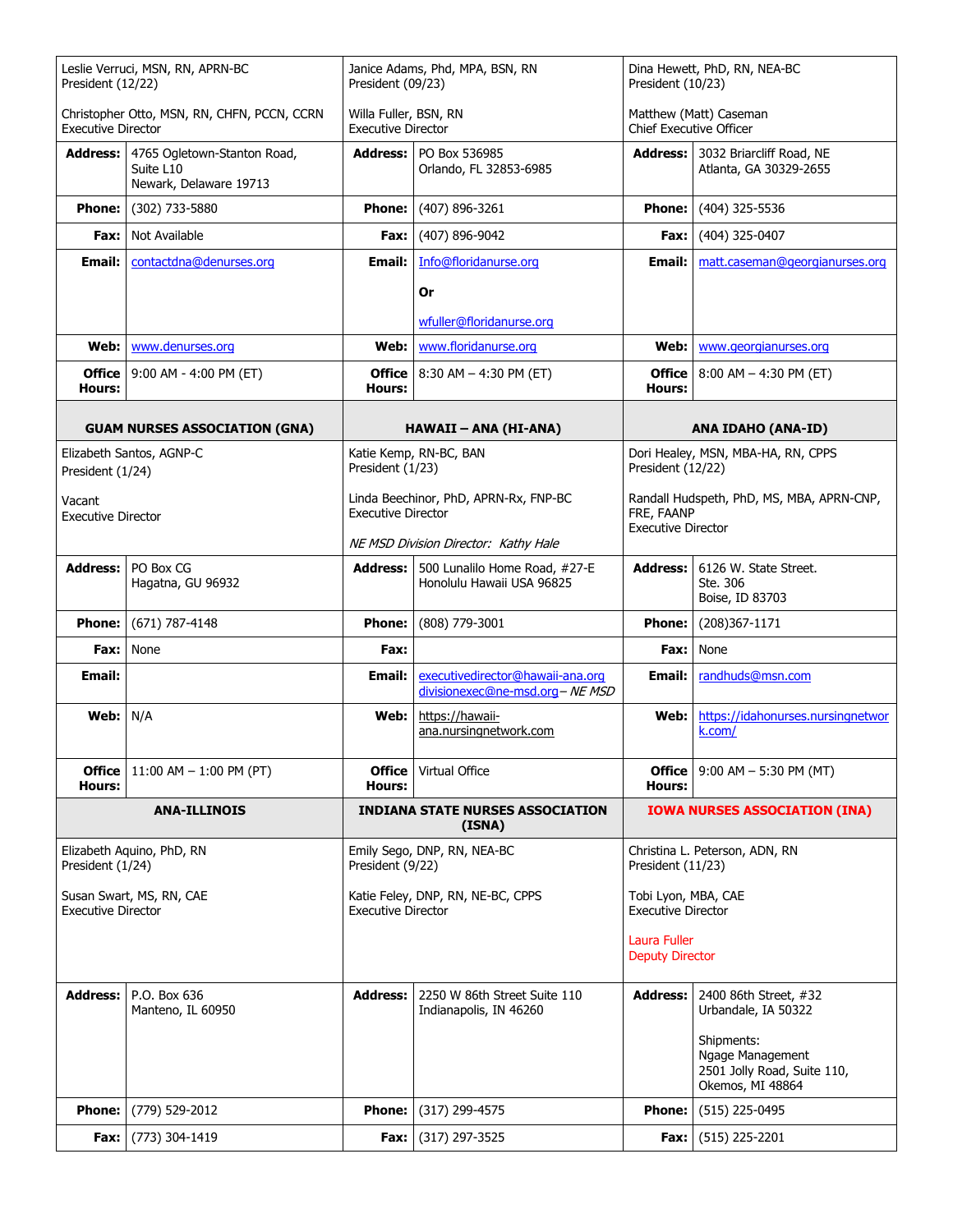| | | |
|---|---|---|
| Leslie Verruci, MSN, RN, APRN-BC<br>President (12/22)<br><br>Christopher Otto, MSN, RN, CHFN, PCCN, CCRN<br>Executive Director | Janice Adams, Phd, MPA, BSN, RN<br>President (09/23)<br><br>Willa Fuller, BSN, RN<br>Executive Director | Dina Hewett, PhD, RN, NEA-BC<br>President (10/23)<br><br>Matthew (Matt) Caseman<br>Chief Executive Officer |
| **Address:** 4765 Ogletown-Stanton Road, Suite L10, Newark, Delaware 19713 | **Address:** PO Box 536985, Orlando, FL 32853-6985 | **Address:** 3032 Briarcliff Road, NE, Atlanta, GA 30329-2655 |
| **Phone:** (302) 733-5880 | **Phone:** (407) 896-3261 | **Phone:** (404) 325-5536 |
| **Fax:** Not Available | **Fax:** (407) 896-9042 | **Fax:** (404) 325-0407 |
| **Email:** contactdna@denurses.org | **Email:** Info@floridanurse.org<br>**Or**<br>wfuller@floridanurse.org | **Email:** matt.caseman@georgianurses.org |
| **Web:** www.denurses.org | **Web:** www.floridanurse.org | **Web:** www.georgianurses.org |
| **Office Hours:** 9:00 AM - 4:00 PM (ET) | **Office Hours:** 8:30 AM – 4:30 PM (ET) | **Office Hours:** 8:00 AM – 4:30 PM (ET) |
| **GUAM NURSES ASSOCIATION (GNA)** | **HAWAII – ANA (HI-ANA)** | **ANA IDAHO (ANA-ID)** |
| Elizabeth Santos, AGNP-C<br>President (1/24)<br><br>Vacant<br>Executive Director | Katie Kemp, RN-BC, BAN<br>President (1/23)<br><br>Linda Beechinor, PhD, APRN-Rx, FNP-BC<br>Executive Director<br><br>*NE MSD Division Director: Kathy Hale* | Dori Healey, MSN, MBA-HA, RN, CPPS<br>President (12/22)<br><br>Randall Hudspeth, PhD, MS, MBA, APRN-CNP, FRE, FAANP<br>Executive Director |
| **Address:** PO Box CG, Hagatna, GU 96932 | **Address:** 500 Lunalilo Home Road, #27-E, Honolulu Hawaii USA 96825 | **Address:** 6126 W. State Street. Ste. 306, Boise, ID 83703 |
| **Phone:** (671) 787-4148 | **Phone:** (808) 779-3001 | **Phone:** (208)367-1171 |
| **Fax:** None | **Fax:** | **Fax:** None |
| **Email:** | **Email:** executivedirector@hawaii-ana.org<br>divisionexec@ne-msd.org – *NE MSD* | **Email:** randhuds@msn.com |
| **Web:** N/A | **Web:** https://hawaii-ana.nursingnetwork.com | **Web:** https://idahonurses.nursingnetwork.com/ |
| **Office Hours:** 11:00 AM – 1:00 PM (PT) | **Office Hours:** Virtual Office | **Office Hours:** 9:00 AM – 5:30 PM (MT) |
| **ANA-ILLINOIS** | **INDIANA STATE NURSES ASSOCIATION (ISNA)** | **IOWA NURSES ASSOCIATION (INA)** |
| Elizabeth Aquino, PhD, RN<br>President (1/24)<br><br>Susan Swart, MS, RN, CAE<br>Executive Director | Emily Sego, DNP, RN, NEA-BC<br>President (9/22)<br><br>Katie Feley, DNP, RN, NE-BC, CPPS<br>Executive Director | Christina L. Peterson, ADN, RN<br>President (11/23)<br><br>Tobi Lyon, MBA, CAE<br>Executive Director<br><br>Laura Fuller<br>Deputy Director |
| **Address:** P.O. Box 636, Manteno, IL 60950 | **Address:** 2250 W 86th Street Suite 110, Indianapolis, IN 46260 | **Address:** 2400 86th Street, #32, Urbandale, IA 50322<br><br>Shipments:<br>Ngage Management<br>2501 Jolly Road, Suite 110,<br>Okemos, MI 48864 |
| **Phone:** (779) 529-2012 | **Phone:** (317) 299-4575 | **Phone:** (515) 225-0495 |
| **Fax:** (773) 304-1419 | **Fax:** (317) 297-3525 | **Fax:** (515) 225-2201 |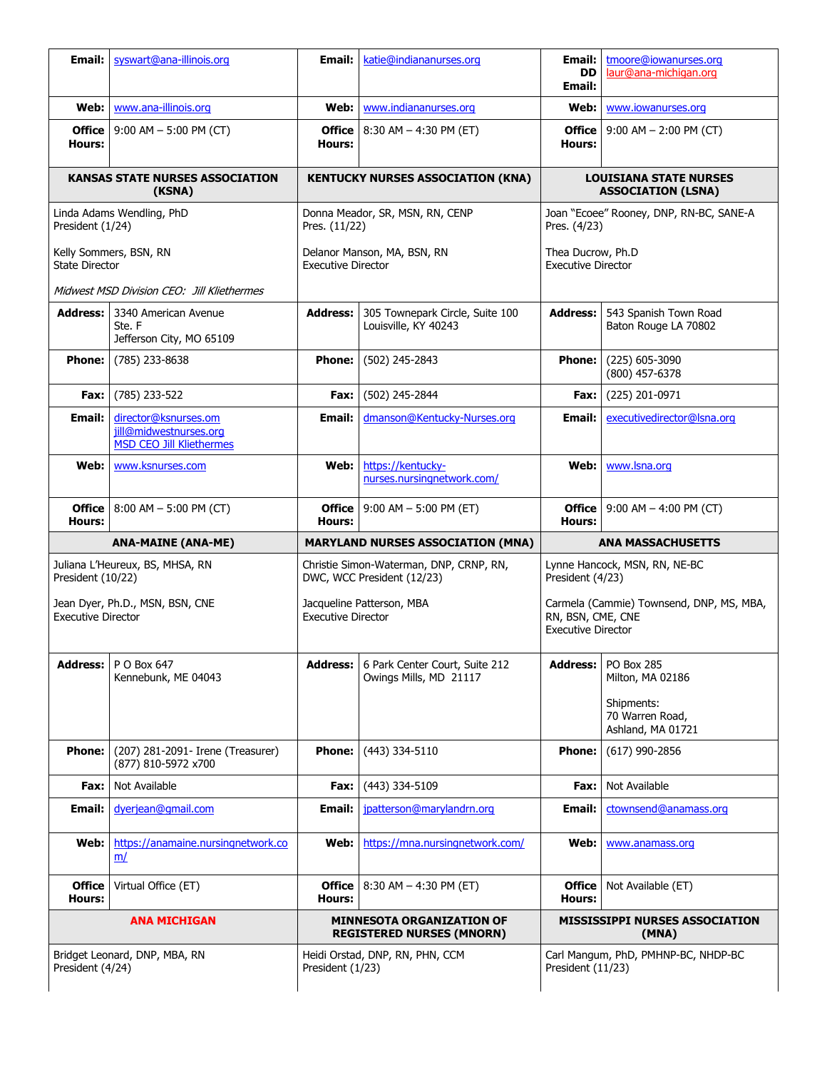| Email: | syswart@ana-illinois.org | Email: | katie@indiananurses.org | Email: DD Email: | tmoore@iowanurses.org laur@ana-michigan.org |
|---|---|---|---|---|---|
| Web: | www.ana-illinois.org | Web: | www.indiananurses.org | Web: | www.iowanurses.org |
| Office Hours: | 9:00 AM – 5:00 PM (CT) | Office Hours: | 8:30 AM – 4:30 PM (ET) | Office Hours: | 9:00 AM – 2:00 PM (CT) |

| **KANSAS STATE NURSES ASSOCIATION (KSNA)** | | **KENTUCKY NURSES ASSOCIATION (KNA)** | | **LOUISIANA STATE NURSES ASSOCIATION (LSNA)** | |
|---|---|---|---|---|---|
| Linda Adams Wendling, PhD<br>President (1/24)<br><br>Kelly Sommers, BSN, RN<br>State Director<br><br>*Midwest MSD Division CEO: Jill Kliethermes* | | Donna Meador, SR, MSN, RN, CENP<br>Pres. (11/22)<br><br>Delanor Manson, MA, BSN, RN<br>Executive Director | | Joan "Ecoee" Rooney, DNP, RN-BC, SANE-A<br>Pres. (4/23)<br><br>Thea Ducrow, Ph.D<br>Executive Director | |
| **Address:** | 3340 American Avenue<br>Ste. F<br>Jefferson City, MO 65109 | **Address:** | 305 Townepark Circle, Suite 100<br>Louisville, KY 40243 | **Address:** | 543 Spanish Town Road<br>Baton Rouge LA 70802 |
| **Phone:** | (785) 233-8638 | **Phone:** | (502) 245-2843 | **Phone:** | (225) 605-3090<br>(800) 457-6378 |
| **Fax:** | (785) 233-522 | **Fax:** | (502) 245-2844 | **Fax:** | (225) 201-0971 |
| **Email:** | director@ksnurses.om<br>jill@midwestnurses.org<br>MSD CEO Jill Kliethermes | **Email:** | dmanson@Kentucky-Nurses.org | **Email:** | executivedirector@lsna.org |
| **Web:** | www.ksnurses.com | **Web:** | https://kentucky-nurses.nursingnetwork.com/ | **Web:** | www.lsna.org |
| **Office Hours:** | 8:00 AM – 5:00 PM (CT) | **Office Hours:** | 9:00 AM – 5:00 PM (ET) | **Office Hours:** | 9:00 AM – 4:00 PM (CT) |

| **ANA-MAINE (ANA-ME)** | | **MARYLAND NURSES ASSOCIATION (MNA)** | | **ANA MASSACHUSETTS** | |
|---|---|---|---|---|---|
| Juliana L'Heureux, BS, MHSA, RN<br>President (10/22)<br><br>Jean Dyer, Ph.D., MSN, BSN, CNE<br>Executive Director | | Christie Simon-Waterman, DNP, CRNP, RN, DWC, WCC President (12/23)<br><br>Jacqueline Patterson, MBA<br>Executive Director | | Lynne Hancock, MSN, RN, NE-BC<br>President (4/23)<br><br>Carmela (Cammie) Townsend, DNP, MS, MBA, RN, BSN, CME, CNE<br>Executive Director | |
| **Address:** | P O Box 647<br>Kennebunk, ME 04043 | **Address:** | 6 Park Center Court, Suite 212<br>Owings Mills, MD 21117 | **Address:** | PO Box 285<br>Milton, MA 02186<br><br>Shipments:<br>70 Warren Road,<br>Ashland, MA 01721 |
| **Phone:** | (207) 281-2091- Irene (Treasurer)<br>(877) 810-5972 x700 | **Phone:** | (443) 334-5110 | **Phone:** | (617) 990-2856 |
| **Fax:** | Not Available | **Fax:** | (443) 334-5109 | **Fax:** | Not Available |
| **Email:** | dyerjean@gmail.com | **Email:** | jpatterson@marylandrn.org | **Email:** | ctownsend@anamass.org |
| **Web:** | https://anamaine.nursingnetwork.com/ | **Web:** | https://mna.nursingnetwork.com/ | **Web:** | www.anamass.org |
| **Office Hours:** | Virtual Office (ET) | **Office Hours:** | 8:30 AM – 4:30 PM (ET) | **Office Hours:** | Not Available (ET) |

| **ANA MICHIGAN** | **MINNESOTA ORGANIZATION OF REGISTERED NURSES (MNORN)** | **MISSISSIPPI NURSES ASSOCIATION (MNA)** |
|---|---|---|
| Bridget Leonard, DNP, MBA, RN<br>President (4/24) | Heidi Orstad, DNP, RN, PHN, CCM<br>President (1/23) | Carl Mangum, PhD, PMHNP-BC, NHDP-BC<br>President (11/23) |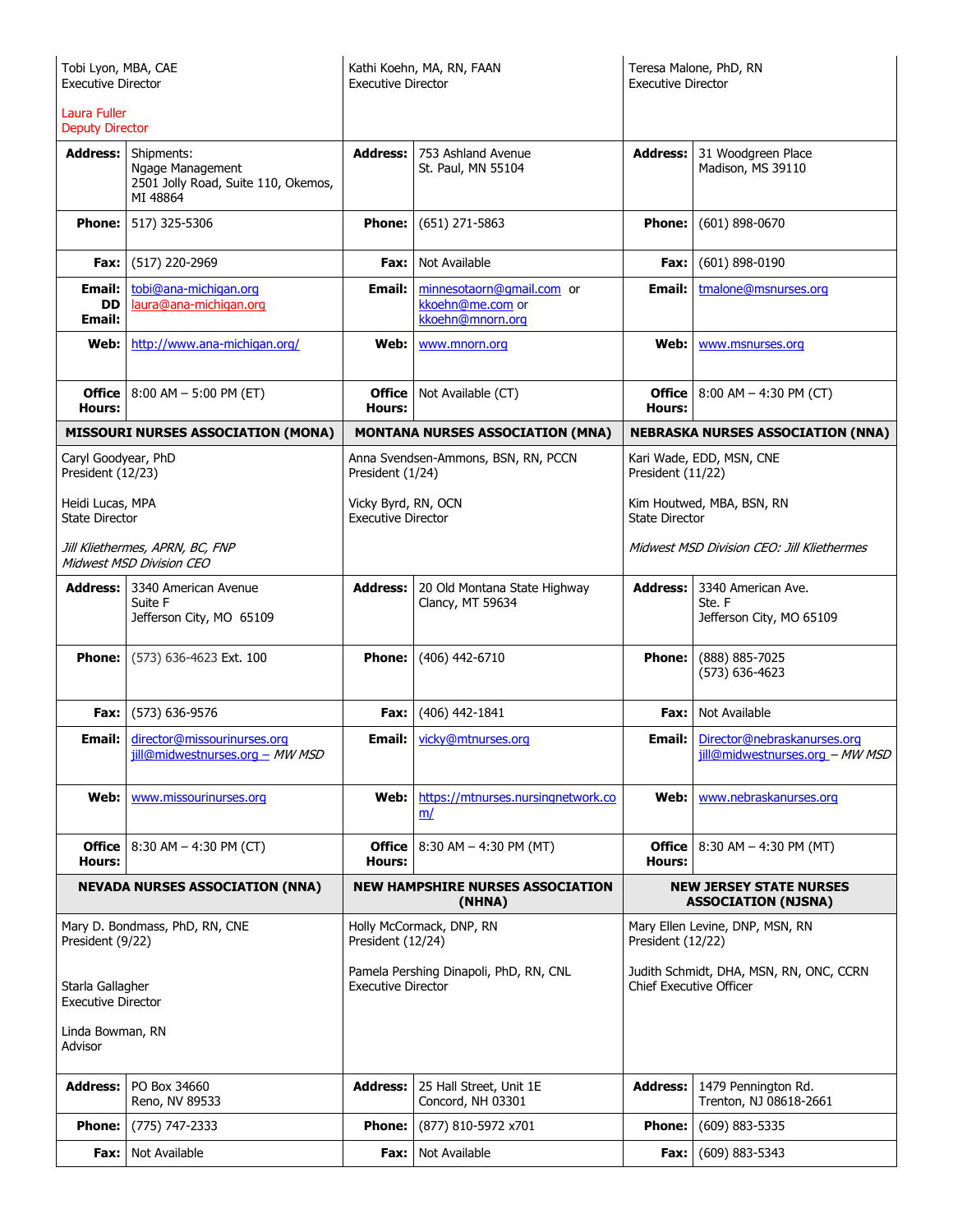| Tobi Lyon, MBA, CAE<br>Executive Director<br><br>Laura Fuller<br>Deputy Director | | Kathi Koehn, MA, RN, FAAN<br>Executive Director | | Teresa Malone, PhD, RN<br>Executive Director | |
|---|---|---|---|---|---|
| **Address:** | Shipments:<br>Ngage Management<br>2501 Jolly Road, Suite 110, Okemos, MI 48864 | **Address:** | 753 Ashland Avenue<br>St. Paul, MN 55104 | **Address:** | 31 Woodgreen Place<br>Madison, MS 39110 |
| **Phone:** | 517) 325-5306 | **Phone:** | (651) 271-5863 | **Phone:** | (601) 898-0670 |
| **Fax:** | (517) 220-2969 | **Fax:** | Not Available | **Fax:** | (601) 898-0190 |
| **Email:**<br>**DD Email:** | tobi@ana-michigan.org<br>laura@ana-michigan.org | **Email:** | minnesotaorn@gmail.com or<br>kkoehn@me.com or<br>kkoehn@mnorn.org | **Email:** | tmalone@msnurses.org |
| **Web:** | http://www.ana-michigan.org/ | **Web:** | www.mnorn.org | **Web:** | www.msnurses.org |
| **Office Hours:** | 8:00 AM – 5:00 PM (ET) | **Office Hours:** | Not Available (CT) | **Office Hours:** | 8:00 AM – 4:30 PM (CT) |
| **MISSOURI NURSES ASSOCIATION (MONA)** | | **MONTANA NURSES ASSOCIATION (MNA)** | | **NEBRASKA NURSES ASSOCIATION (NNA)** | |
| Caryl Goodyear, PhD<br>President (12/23)<br><br>Heidi Lucas, MPA<br>State Director<br><br>*Jill Kliethermes, APRN, BC, FNP*<br>*Midwest MSD Division CEO* | | Anna Svendsen-Ammons, BSN, RN, PCCN<br>President (1/24)<br><br>Vicky Byrd, RN, OCN<br>Executive Director | | Kari Wade, EDD, MSN, CNE<br>President (11/22)<br><br>Kim Houtwed, MBA, BSN, RN<br>State Director<br><br>*Midwest MSD Division CEO: Jill Kliethermes* | |
| **Address:** | 3340 American Avenue<br>Suite F<br>Jefferson City, MO 65109 | **Address:** | 20 Old Montana State Highway<br>Clancy, MT 59634 | **Address:** | 3340 American Ave.<br>Ste. F<br>Jefferson City, MO 65109 |
| **Phone:** | (573) 636-4623 Ext. 100 | **Phone:** | (406) 442-6710 | **Phone:** | (888) 885-7025<br>(573) 636-4623 |
| **Fax:** | (573) 636-9576 | **Fax:** | (406) 442-1841 | **Fax:** | Not Available |
| **Email:** | director@missourinurses.org<br>jill@midwestnurses.org – *MW MSD* | **Email:** | vicky@mtnurses.org | **Email:** | Director@nebraskanurses.org<br>jill@midwestnurses.org – *MW MSD* |
| **Web:** | www.missourinurses.org | **Web:** | https://mtnurses.nursingnetwork.com/ | **Web:** | www.nebraskanurses.org |
| **Office Hours:** | 8:30 AM – 4:30 PM (CT) | **Office Hours:** | 8:30 AM – 4:30 PM (MT) | **Office Hours:** | 8:30 AM – 4:30 PM (MT) |
| **NEVADA NURSES ASSOCIATION (NNA)** | | **NEW HAMPSHIRE NURSES ASSOCIATION (NHNA)** | | **NEW JERSEY STATE NURSES ASSOCIATION (NJSNA)** | |
| Mary D. Bondmass, PhD, RN, CNE<br>President (9/22)<br><br>Starla Gallagher<br>Executive Director<br><br>Linda Bowman, RN<br>Advisor | | Holly McCormack, DNP, RN<br>President (12/24)<br><br>Pamela Pershing Dinapoli, PhD, RN, CNL<br>Executive Director | | Mary Ellen Levine, DNP, MSN, RN<br>President (12/22)<br><br>Judith Schmidt, DHA, MSN, RN, ONC, CCRN<br>Chief Executive Officer | |
| **Address:** | PO Box 34660<br>Reno, NV 89533 | **Address:** | 25 Hall Street, Unit 1E<br>Concord, NH 03301 | **Address:** | 1479 Pennington Rd.<br>Trenton, NJ 08618-2661 |
| **Phone:** | (775) 747-2333 | **Phone:** | (877) 810-5972 x701 | **Phone:** | (609) 883-5335 |
| **Fax:** | Not Available | **Fax:** | Not Available | **Fax:** | (609) 883-5343 |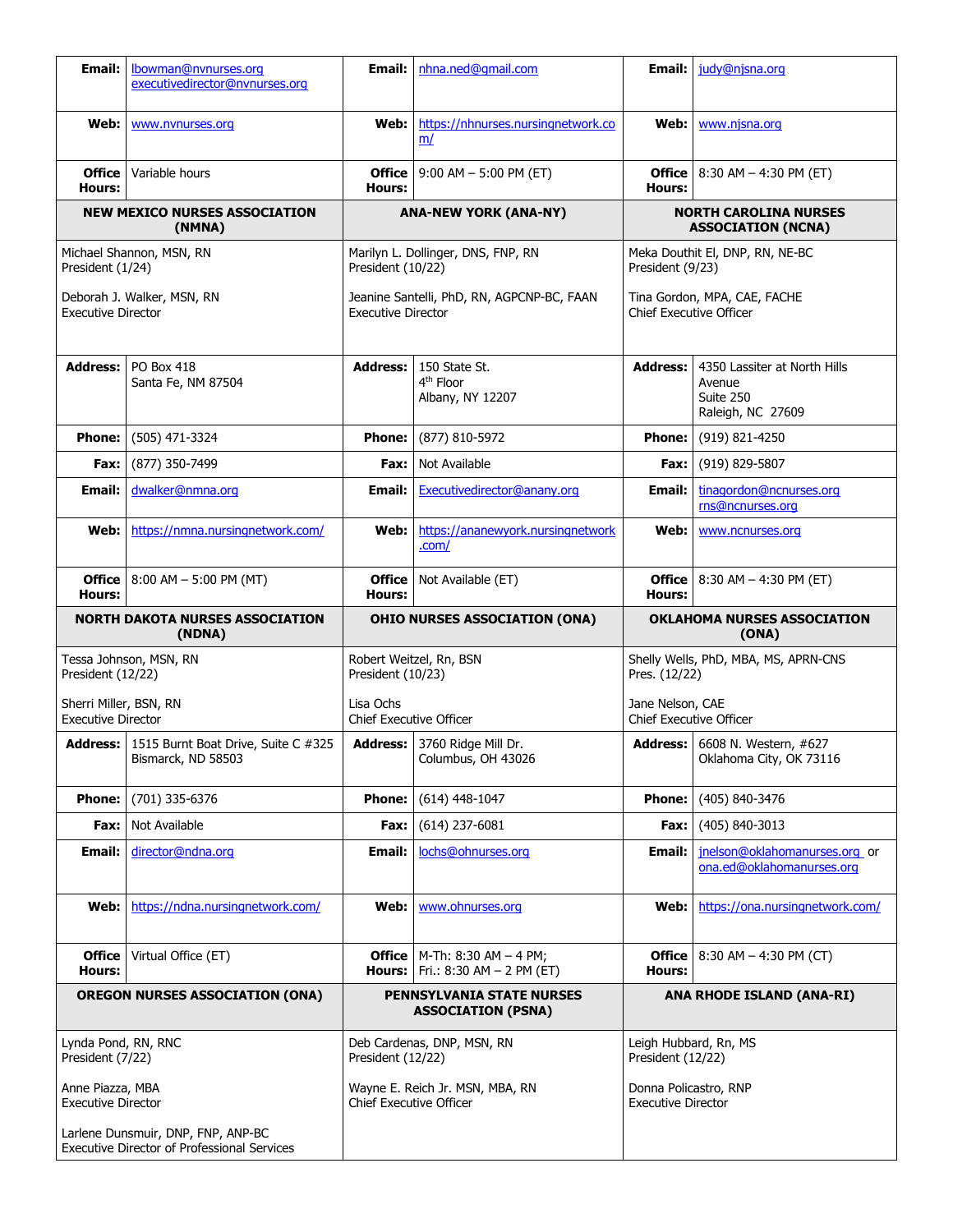| | | | | | |
|---|---|---|---|---|---|
| **Email:** | lbowman@nvnurses.org<br>executivedirector@nvnurses.org | **Email:** | nhna.ned@gmail.com | **Email:** | judy@njsna.org |
| **Web:** | www.nvnurses.org | **Web:** | https://nhnurses.nursingnetwork.com/ | **Web:** | www.njsna.org |
| **Office Hours:** | Variable hours | **Office Hours:** | 9:00 AM – 5:00 PM (ET) | **Office Hours:** | 8:30 AM – 4:30 PM (ET) |

| NEW MEXICO NURSES ASSOCIATION (NMNA) | | ANA-NEW YORK (ANA-NY) | | NORTH CAROLINA NURSES ASSOCIATION (NCNA) | |
|---|---|---|---|---|---|
| Michael Shannon, MSN, RN<br>President (1/24)<br><br>Deborah J. Walker, MSN, RN<br>Executive Director | | Marilyn L. Dollinger, DNS, FNP, RN<br>President (10/22)<br><br>Jeanine Santelli, PhD, RN, AGPCNP-BC, FAAN<br>Executive Director | | Meka Douthit El, DNP, RN, NE-BC<br>President (9/23)<br><br>Tina Gordon, MPA, CAE, FACHE<br>Chief Executive Officer | |
| **Address:** | PO Box 418<br>Santa Fe, NM 87504 | **Address:** | 150 State St.<br>4th Floor<br>Albany, NY 12207 | **Address:** | 4350 Lassiter at North Hills Avenue<br>Suite 250<br>Raleigh, NC 27609 |
| **Phone:** | (505) 471-3324 | **Phone:** | (877) 810-5972 | **Phone:** | (919) 821-4250 |
| **Fax:** | (877) 350-7499 | **Fax:** | Not Available | **Fax:** | (919) 829-5807 |
| **Email:** | dwalker@nmna.org | **Email:** | Executivedirector@anany.org | **Email:** | tinagordon@ncnurses.org<br>rns@ncnurses.org |
| **Web:** | https://nmna.nursingnetwork.com/ | **Web:** | https://ananewyork.nursingnetwork.com/ | **Web:** | www.ncnurses.org |
| **Office Hours:** | 8:00 AM – 5:00 PM (MT) | **Office Hours:** | Not Available (ET) | **Office Hours:** | 8:30 AM – 4:30 PM (ET) |

| NORTH DAKOTA NURSES ASSOCIATION (NDNA) | | OHIO NURSES ASSOCIATION (ONA) | | OKLAHOMA NURSES ASSOCIATION (ONA) | |
|---|---|---|---|---|---|
| Tessa Johnson, MSN, RN<br>President (12/22)<br><br>Sherri Miller, BSN, RN<br>Executive Director | | Robert Weitzel, Rn, BSN<br>President (10/23)<br><br>Lisa Ochs<br>Chief Executive Officer | | Shelly Wells, PhD, MBA, MS, APRN-CNS<br>Pres. (12/22)<br><br>Jane Nelson, CAE<br>Chief Executive Officer | |
| **Address:** | 1515 Burnt Boat Drive, Suite C #325<br>Bismarck, ND 58503 | **Address:** | 3760 Ridge Mill Dr.<br>Columbus, OH 43026 | **Address:** | 6608 N. Western, #627<br>Oklahoma City, OK 73116 |
| **Phone:** | (701) 335-6376 | **Phone:** | (614) 448-1047 | **Phone:** | (405) 840-3476 |
| **Fax:** | Not Available | **Fax:** | (614) 237-6081 | **Fax:** | (405) 840-3013 |
| **Email:** | director@ndna.org | **Email:** | lochs@ohnurses.org | **Email:** | jnelson@oklahomanurses.org or<br>ona.ed@oklahomanurses.org |
| **Web:** | https://ndna.nursingnetwork.com/ | **Web:** | www.ohnurses.org | **Web:** | https://ona.nursingnetwork.com/ |
| **Office Hours:** | Virtual Office (ET) | **Office Hours:** | M-Th: 8:30 AM – 4 PM;<br>Fri.: 8:30 AM – 2 PM (ET) | **Office Hours:** | 8:30 AM – 4:30 PM (CT) |

| OREGON NURSES ASSOCIATION (ONA) | PENNSYLVANIA STATE NURSES ASSOCIATION (PSNA) | ANA RHODE ISLAND (ANA-RI) |
|---|---|---|
| Lynda Pond, RN, RNC<br>President (7/22)<br><br>Anne Piazza, MBA<br>Executive Director<br><br>Larlene Dunsmuir, DNP, FNP, ANP-BC<br>Executive Director of Professional Services | Deb Cardenas, DNP, MSN, RN<br>President (12/22)<br><br>Wayne E. Reich Jr. MSN, MBA, RN<br>Chief Executive Officer | Leigh Hubbard, Rn, MS<br>President (12/22)<br><br>Donna Policastro, RNP<br>Executive Director |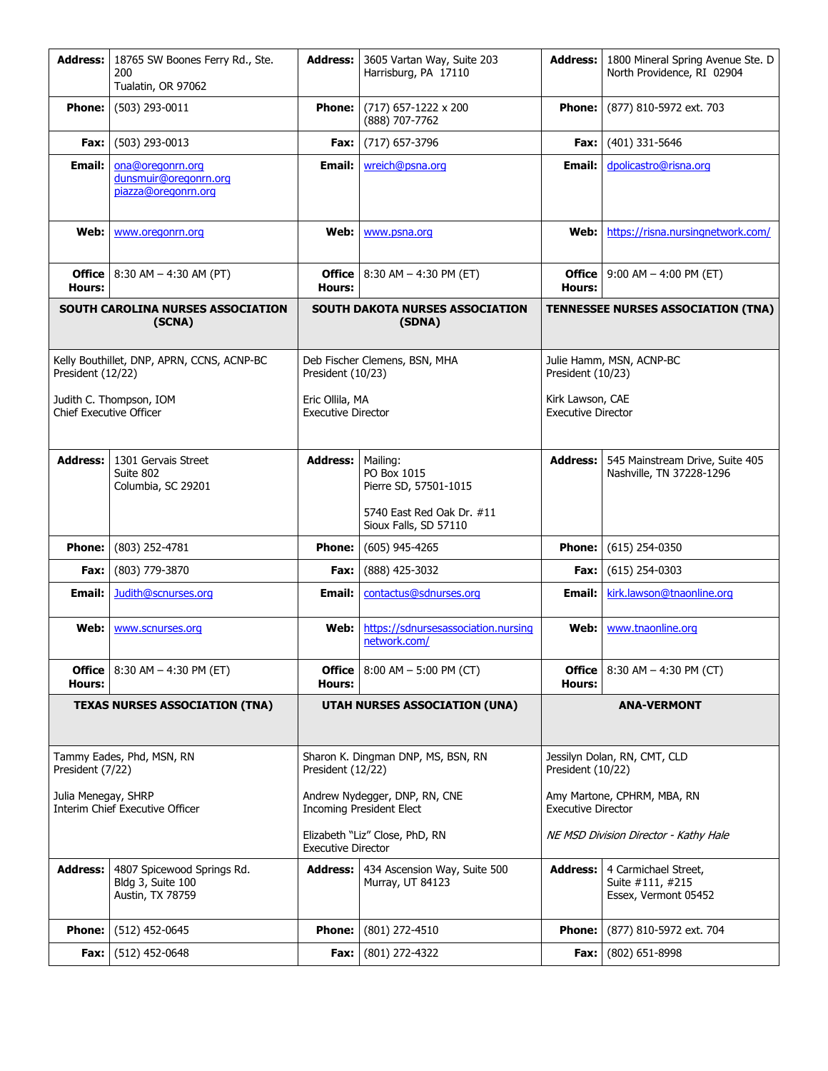| Address: | 18765 SW Boones Ferry Rd., Ste. 200<br>Tualatin, OR 97062 | Address: | 3605 Vartan Way, Suite 203<br>Harrisburg, PA 17110 | Address: | 1800 Mineral Spring Avenue Ste. D<br>North Providence, RI 02904 |
|---|---|---|---|---|---|
| Phone: | (503) 293-0011 | Phone: | (717) 657-1222 x 200<br>(888) 707-7762 | Phone: | (877) 810-5972 ext. 703 |
| Fax: | (503) 293-0013 | Fax: | (717) 657-3796 | Fax: | (401) 331-5646 |
| Email: | ona@oregonrn.org<br>dunsmuir@oregonrn.org<br>piazza@oregonrn.org | Email: | wreich@psna.org | Email: | dpolicastro@risna.org |
| Web: | www.oregonrn.org | Web: | www.psna.org | Web: | https://risna.nursingnetwork.com/ |
| Office Hours: | 8:30 AM – 4:30 AM (PT) | Office Hours: | 8:30 AM – 4:30 PM (ET) | Office Hours: | 9:00 AM – 4:00 PM (ET) |
| **SOUTH CAROLINA NURSES ASSOCIATION (SCNA)** | | **SOUTH DAKOTA NURSES ASSOCIATION (SDNA)** | | **TENNESSEE NURSES ASSOCIATION (TNA)** | |
| Kelly Bouthillet, DNP, APRN, CCNS, ACNP-BC<br>President (12/22)<br><br>Judith C. Thompson, IOM<br>Chief Executive Officer | | Deb Fischer Clemens, BSN, MHA<br>President (10/23)<br><br>Eric Ollila, MA<br>Executive Director | | Julie Hamm, MSN, ACNP-BC<br>President (10/23)<br><br>Kirk Lawson, CAE<br>Executive Director | |
| Address: | 1301 Gervais Street<br>Suite 802<br>Columbia, SC 29201 | Address: | Mailing:<br>PO Box 1015<br>Pierre SD, 57501-1015<br><br>5740 East Red Oak Dr. #11<br>Sioux Falls, SD 57110 | Address: | 545 Mainstream Drive, Suite 405<br>Nashville, TN 37228-1296 |
| Phone: | (803) 252-4781 | Phone: | (605) 945-4265 | Phone: | (615) 254-0350 |
| Fax: | (803) 779-3870 | Fax: | (888) 425-3032 | Fax: | (615) 254-0303 |
| Email: | Judith@scnurses.org | Email: | contactus@sdnurses.org | Email: | kirk.lawson@tnaonline.org |
| Web: | www.scnurses.org | Web: | https://sdnursesassociation.nursingnetwork.com/ | Web: | www.tnaonline.org |
| Office Hours: | 8:30 AM – 4:30 PM (ET) | Office Hours: | 8:00 AM – 5:00 PM (CT) | Office Hours: | 8:30 AM – 4:30 PM (CT) |
| **TEXAS NURSES ASSOCIATION (TNA)** | | **UTAH NURSES ASSOCIATION (UNA)** | | **ANA-VERMONT** | |
| Tammy Eades, Phd, MSN, RN<br>President (7/22)<br><br>Julia Menegay, SHRP<br>Interim Chief Executive Officer | | Sharon K. Dingman DNP, MS, BSN, RN<br>President (12/22)<br><br>Andrew Nydegger, DNP, RN, CNE<br>Incoming President Elect<br><br>Elizabeth "Liz" Close, PhD, RN<br>Executive Director | | Jessilyn Dolan, RN, CMT, CLD<br>President (10/22)<br><br>Amy Martone, CPHRM, MBA, RN<br>Executive Director<br><br>*NE MSD Division Director - Kathy Hale* | |
| Address: | 4807 Spicewood Springs Rd.<br>Bldg 3, Suite 100<br>Austin, TX 78759 | Address: | 434 Ascension Way, Suite 500<br>Murray, UT 84123 | Address: | 4 Carmichael Street,<br>Suite #111, #215<br>Essex, Vermont 05452 |
| Phone: | (512) 452-0645 | Phone: | (801) 272-4510 | Phone: | (877) 810-5972 ext. 704 |
| Fax: | (512) 452-0648 | Fax: | (801) 272-4322 | Fax: | (802) 651-8998 |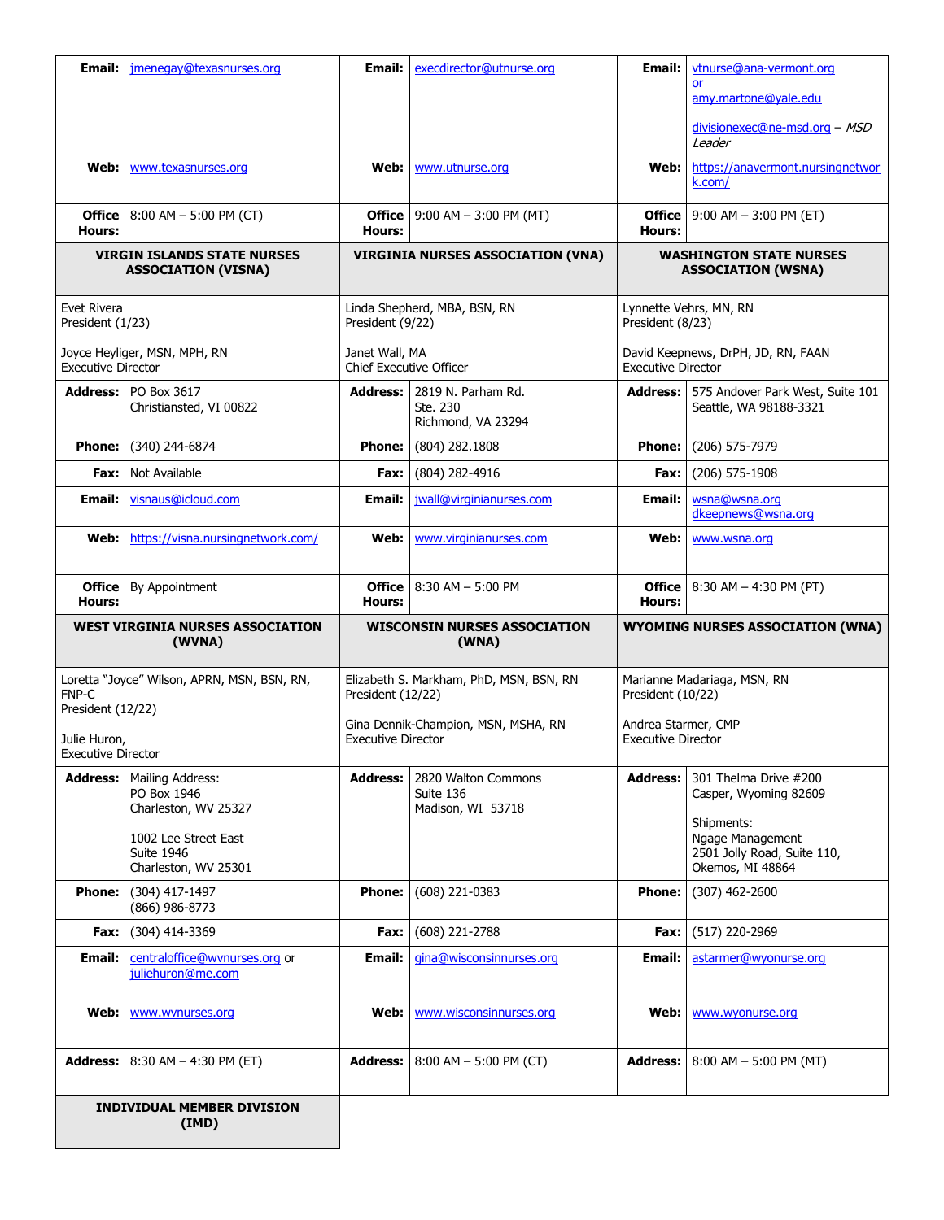| | | | | | |
|---|---|---|---|---|---|
| **Email:** | jmenegay@texasnurses.org | **Email:** | execdirector@utnurse.org | **Email:** | vtnurse@ana-vermont.org or amy.martone@yale.edu<br><br>divisionexec@ne-msd.org – *MSD Leader* |
| **Web:** | www.texasnurses.org | **Web:** | www.utnurse.org | **Web:** | https://anavermont.nursingnetwork.com/ |
| **Office Hours:** | 8:00 AM – 5:00 PM (CT) | **Office Hours:** | 9:00 AM – 3:00 PM (MT) | **Office Hours:** | 9:00 AM – 3:00 PM (ET) |
| **VIRGIN ISLANDS STATE NURSES ASSOCIATION (VISNA)** | | **VIRGINIA NURSES ASSOCIATION (VNA)** | | **WASHINGTON STATE NURSES ASSOCIATION (WSNA)** | |
| Evet Rivera<br>President (1/23)<br><br>Joyce Heyliger, MSN, MPH, RN<br>Executive Director | | Linda Shepherd, MBA, BSN, RN<br>President (9/22)<br><br>Janet Wall, MA<br>Chief Executive Officer | | Lynnette Vehrs, MN, RN<br>President (8/23)<br><br>David Keepnews, DrPH, JD, RN, FAAN<br>Executive Director | |
| **Address:** | PO Box 3617<br>Christiansted, VI 00822 | **Address:** | 2819 N. Parham Rd.<br>Ste. 230<br>Richmond, VA 23294 | **Address:** | 575 Andover Park West, Suite 101<br>Seattle, WA 98188-3321 |
| **Phone:** | (340) 244-6874 | **Phone:** | (804) 282.1808 | **Phone:** | (206) 575-7979 |
| **Fax:** | Not Available | **Fax:** | (804) 282-4916 | **Fax:** | (206) 575-1908 |
| **Email:** | visnaus@icloud.com | **Email:** | jwall@virginianurses.com | **Email:** | wsna@wsna.org<br>dkeepnews@wsna.org |
| **Web:** | https://visna.nursingnetwork.com/ | **Web:** | www.virginianurses.com | **Web:** | www.wsna.org |
| **Office Hours:** | By Appointment | **Office Hours:** | 8:30 AM – 5:00 PM | **Office Hours:** | 8:30 AM – 4:30 PM (PT) |
| **WEST VIRGINIA NURSES ASSOCIATION (WVNA)** | | **WISCONSIN NURSES ASSOCIATION (WNA)** | | **WYOMING NURSES ASSOCIATION (WNA)** | |
| Loretta "Joyce" Wilson, APRN, MSN, BSN, RN, FNP-C<br>President (12/22)<br><br>Julie Huron,<br>Executive Director | | Elizabeth S. Markham, PhD, MSN, BSN, RN<br>President (12/22)<br><br>Gina Dennik-Champion, MSN, MSHA, RN<br>Executive Director | | Marianne Madariaga, MSN, RN<br>President (10/22)<br><br>Andrea Starmer, CMP<br>Executive Director | |
| **Address:** | Mailing Address:<br>PO Box 1946<br>Charleston, WV 25327<br><br>1002 Lee Street East<br>Suite 1946<br>Charleston, WV 25301 | **Address:** | 2820 Walton Commons<br>Suite 136<br>Madison, WI 53718 | **Address:** | 301 Thelma Drive #200<br>Casper, Wyoming 82609<br><br>Shipments:<br>Ngage Management<br>2501 Jolly Road, Suite 110,<br>Okemos, MI 48864 |
| **Phone:** | (304) 417-1497<br>(866) 986-8773 | **Phone:** | (608) 221-0383 | **Phone:** | (307) 462-2600 |
| **Fax:** | (304) 414-3369 | **Fax:** | (608) 221-2788 | **Fax:** | (517) 220-2969 |
| **Email:** | centraloffice@wvnurses.org or juliehuron@me.com | **Email:** | gina@wisconsinnurses.org | **Email:** | astarmer@wyonurse.org |
| **Web:** | www.wvnurses.org | **Web:** | www.wisconsinnurses.org | **Web:** | www.wyonurse.org |
| **Address:** | 8:30 AM – 4:30 PM (ET) | **Address:** | 8:00 AM – 5:00 PM (CT) | **Address:** | 8:00 AM – 5:00 PM (MT) |
| **INDIVIDUAL MEMBER DIVISION (IMD)** | | | | | |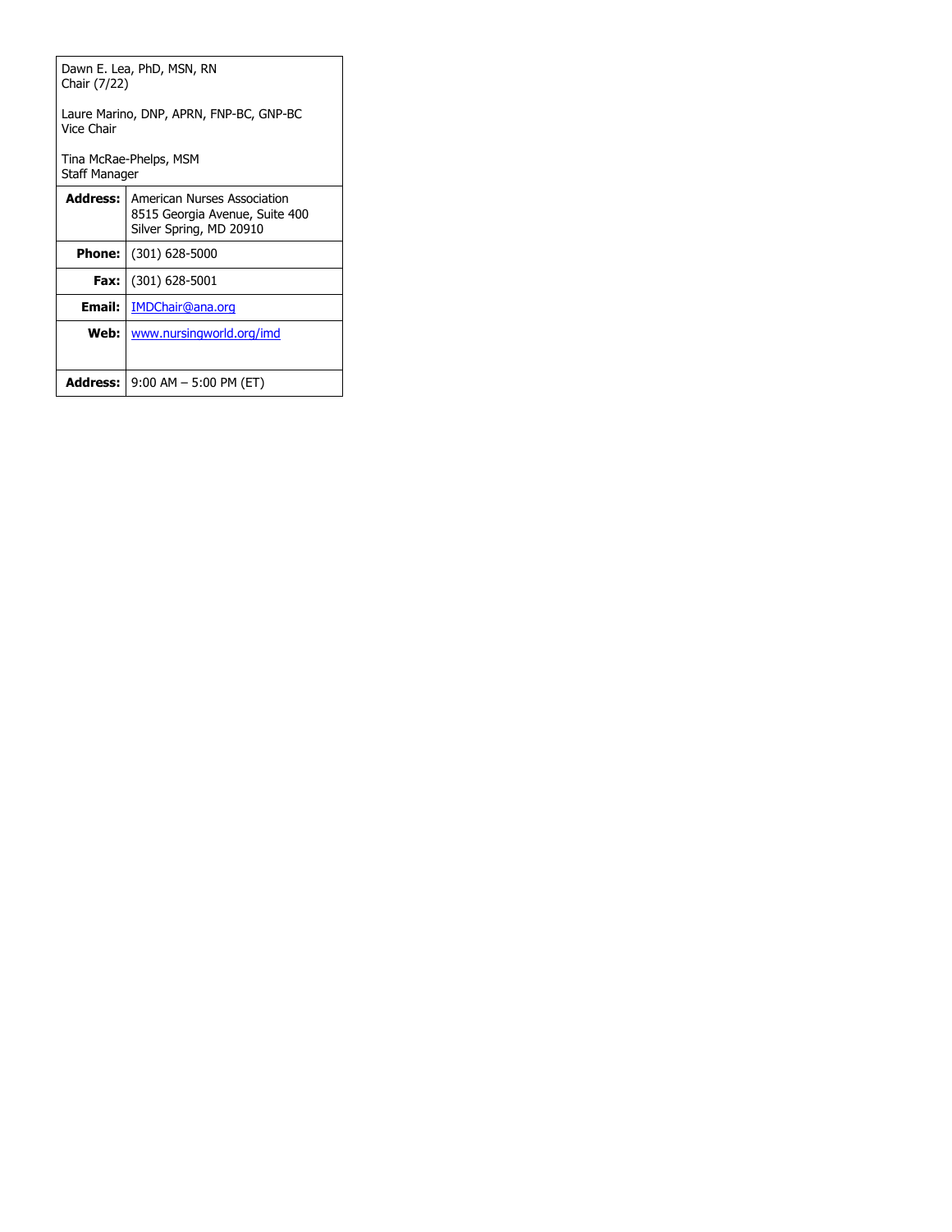| | |
|---|---|
| Dawn E. Lea, PhD, MSN, RN<br>Chair (7/22)<br><br>Laure Marino, DNP, APRN, FNP-BC, GNP-BC<br>Vice Chair<br><br>Tina McRae-Phelps, MSM<br>Staff Manager | |
| **Address:** | American Nurses Association<br>8515 Georgia Avenue, Suite 400<br>Silver Spring, MD 20910 |
| **Phone:** | (301) 628-5000 |
| **Fax:** | (301) 628-5001 |
| **Email:** | IMDChair@ana.org |
| **Web:** | www.nursingworld.org/imd |
| **Address:** | 9:00 AM – 5:00 PM (ET) |